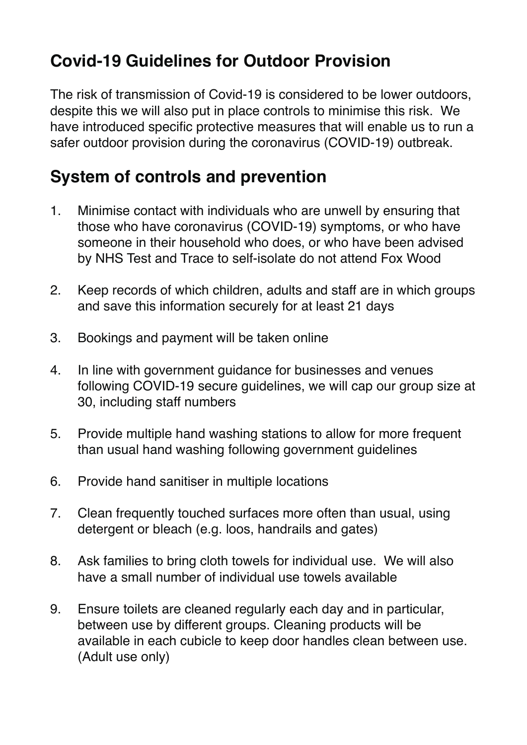## Covid-19 Guidelines for Outdoor Provision

The risk of transmission of Covid-19 is considered to be lower outdoors, despite this we will also put in place controls to minimise this risk. We have introduced specific protective measures that will enable us to run a safer outdoor provision during the coronavirus (COVID-19) outbreak.

## System of controls and prevention

1. Minimise contact with individuals who are unwell by ensuring that those who have coronavirus (COVID-19) symptoms, or who have someone in their household who does, or who have been advised by NHS Test and Trace to self-isolate do not attend Fox Wood

2. Keep records of which children, adults and staff are in which groups and save this information securely for at least 21 days

3. Bookings and payment will be taken online

4. In line with government guidance for businesses and venues following COVID-19 secure guidelines, we will cap our group size at 30, including staff numbers

5. Provide multiple hand washing stations to allow for more frequent than usual hand washing following government guidelines

6. Provide hand sanitiser in multiple locations

7. Clean frequently touched surfaces more often than usual, using detergent or bleach (e.g. loos, handrails and gates)

8. Ask families to bring cloth towels for individual use. We will also have a small number of individual use towels available

9. Ensure toilets are cleaned regularly each day and in particular, between use by different groups. Cleaning products will be available in each cubicle to keep door handles clean between use. (Adult use only)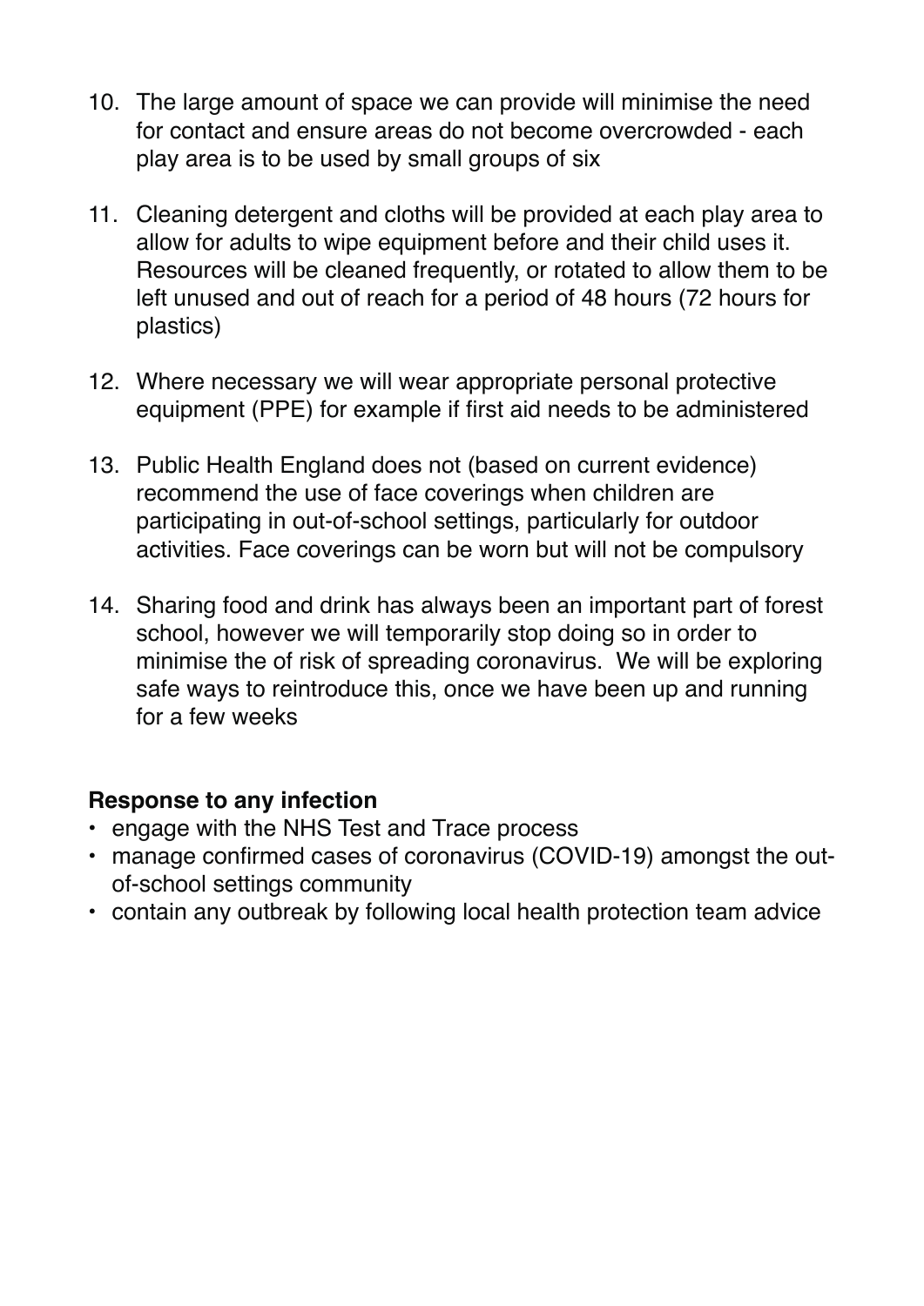10. The large amount of space we can provide will minimise the need for contact and ensure areas do not become overcrowded - each play area is to be used by small groups of six

11. Cleaning detergent and cloths will be provided at each play area to allow for adults to wipe equipment before and their child uses it. Resources will be cleaned frequently, or rotated to allow them to be left unused and out of reach for a period of 48 hours (72 hours for plastics)

12. Where necessary we will wear appropriate personal protective equipment (PPE) for example if first aid needs to be administered

13. Public Health England does not (based on current evidence) recommend the use of face coverings when children are participating in out-of-school settings, particularly for outdoor activities. Face coverings can be worn but will not be compulsory

14. Sharing food and drink has always been an important part of forest school, however we will temporarily stop doing so in order to minimise the of risk of spreading coronavirus. We will be exploring safe ways to reintroduce this, once we have been up and running for a few weeks

**Response to any infection**

- engage with the NHS Test and Trace process
- manage confirmed cases of coronavirus (COVID-19) amongst the out-of-school settings community
- contain any outbreak by following local health protection team advice